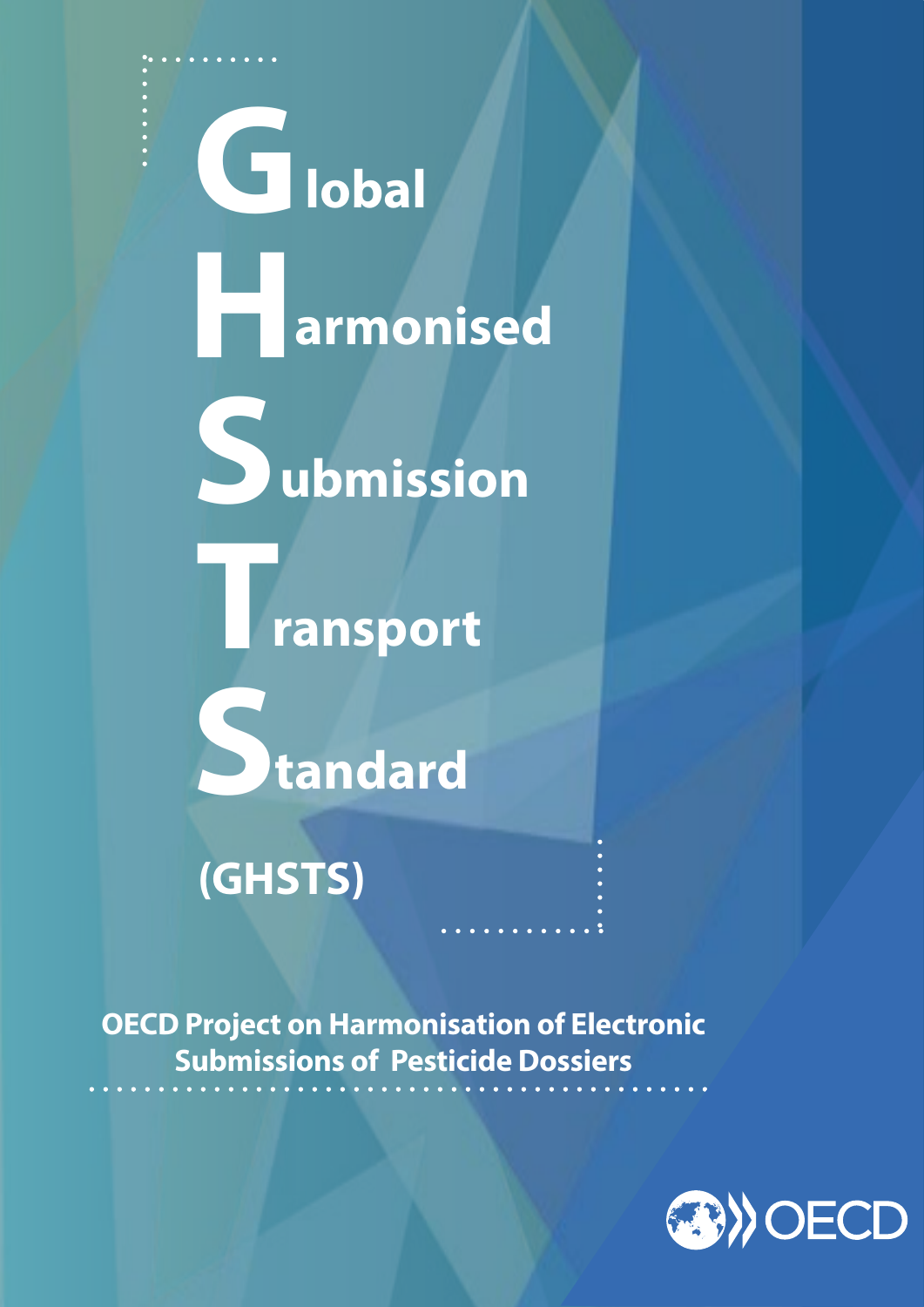# Global Harmonised Submission Transport Standard

# (GHSTS)

**OECD Project on Harmonisation of Electronic Submissions of Pesticide Dossiers**

OECD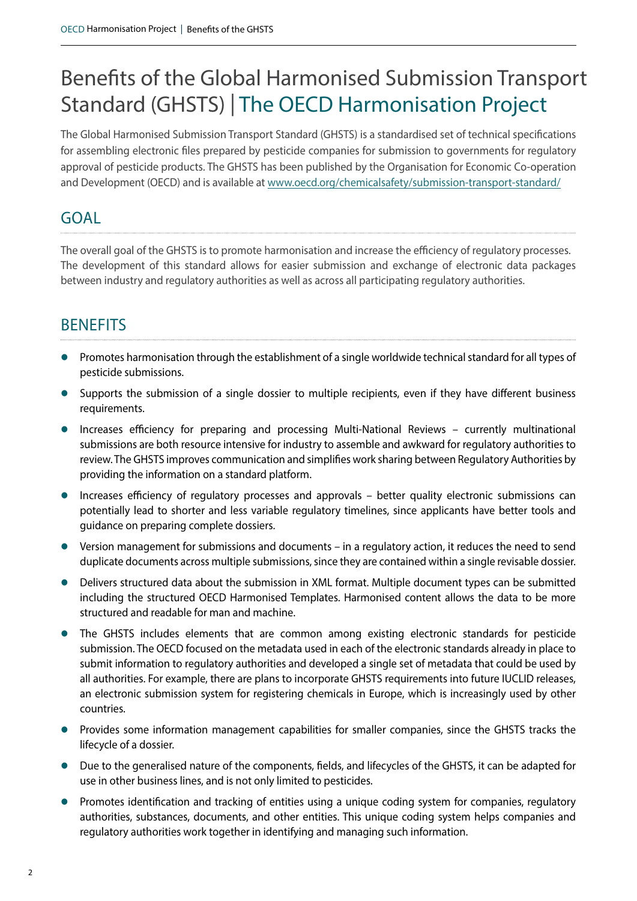# Benefits of the Global Harmonised Submission Transport Standard (GHSTS) | The OECD Harmonisation Project

The Global Harmonised Submission Transport Standard (GHSTS) is a standardised set of technical specifications for assembling electronic files prepared by pesticide companies for submission to governments for regulatory approval of pesticide products. The GHSTS has been published by the Organisation for Economic Co-operation and Development (OECD) and is available at [www.oecd.org/chemicalsafety/submission-transport-standard/](www.oecd.org/chemicalsafety/submission-transport-standard/)

## GOAL

The overall goal of the GHSTS is to promote harmonisation and increase the efficiency of regulatory processes. The development of this standard allows for easier submission and exchange of electronic data packages between industry and regulatory authorities as well as across all participating regulatory authorities.

## BENEFITS

- Promotes harmonisation through the establishment of a single worldwide technical standard for all types of pesticide submissions.
- Supports the submission of a single dossier to multiple recipients, even if they have different business requirements.
- Increases efficiency for preparing and processing Multi-National Reviews – currently multinational submissions are both resource intensive for industry to assemble and awkward for regulatory authorities to review. The GHSTS improves communication and simplifies work sharing between Regulatory Authorities by providing the information on a standard platform.
- Increases efficiency of regulatory processes and approvals – better quality electronic submissions can potentially lead to shorter and less variable regulatory timelines, since applicants have better tools and guidance on preparing complete dossiers.
- Version management for submissions and documents – in a regulatory action, it reduces the need to send duplicate documents across multiple submissions, since they are contained within a single revisable dossier.
- Delivers structured data about the submission in XML format. Multiple document types can be submitted including the structured OECD Harmonised Templates. Harmonised content allows the data to be more structured and readable for man and machine.
- The GHSTS includes elements that are common among existing electronic standards for pesticide submission. The OECD focused on the metadata used in each of the electronic standards already in place to submit information to regulatory authorities and developed a single set of metadata that could be used by all authorities. For example, there are plans to incorporate GHSTS requirements into future IUCLID releases, an electronic submission system for registering chemicals in Europe, which is increasingly used by other countries.
- Provides some information management capabilities for smaller companies, since the GHSTS tracks the lifecycle of a dossier.
- Due to the generalised nature of the components, fields, and lifecycles of the GHSTS, it can be adapted for use in other business lines, and is not only limited to pesticides.
- Promotes identification and tracking of entities using a unique coding system for companies, regulatory authorities, substances, documents, and other entities. This unique coding system helps companies and regulatory authorities work together in identifying and managing such information.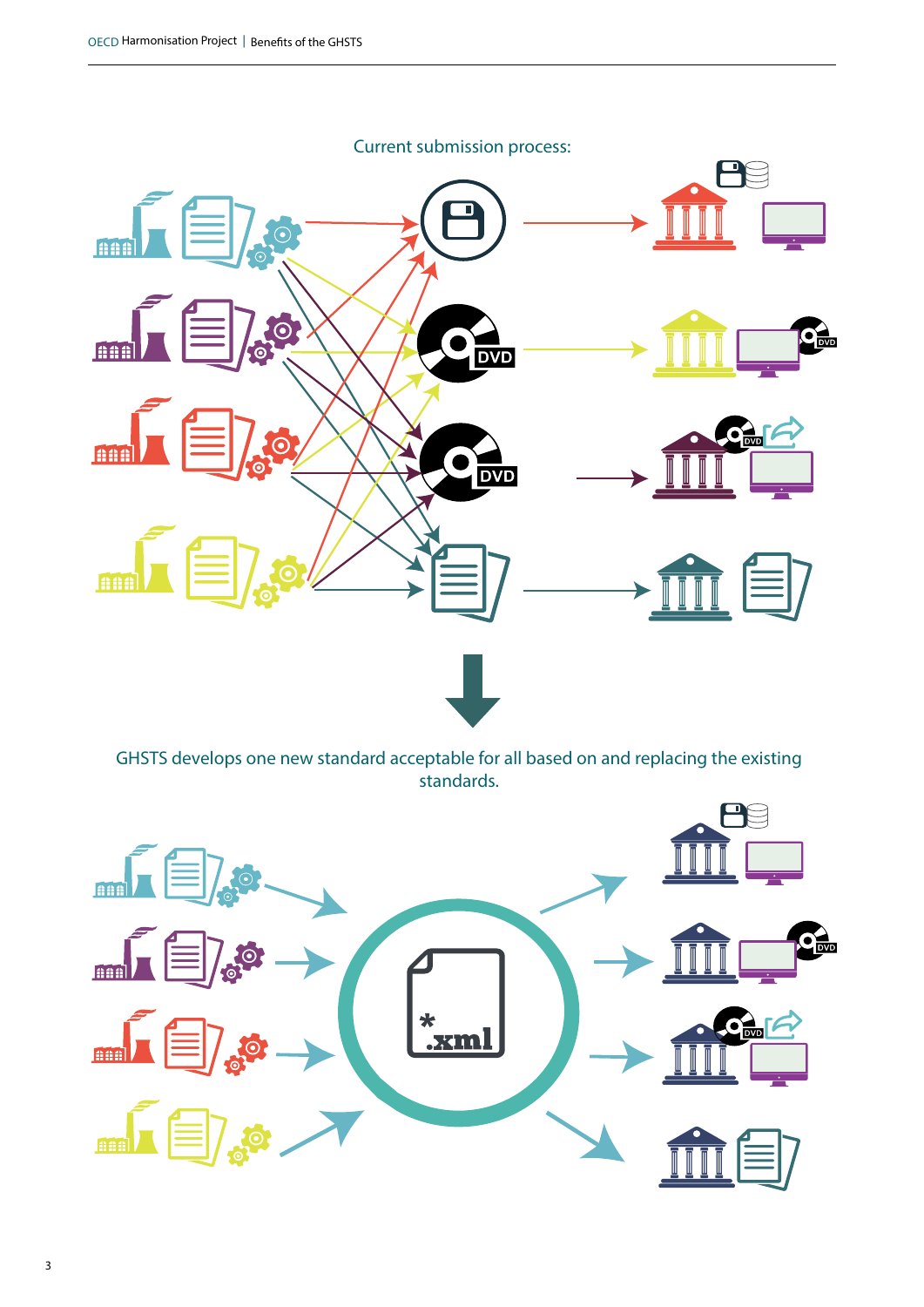Current submission process:

GHSTS develops one new standard acceptable for all based on and replacing the existing standards.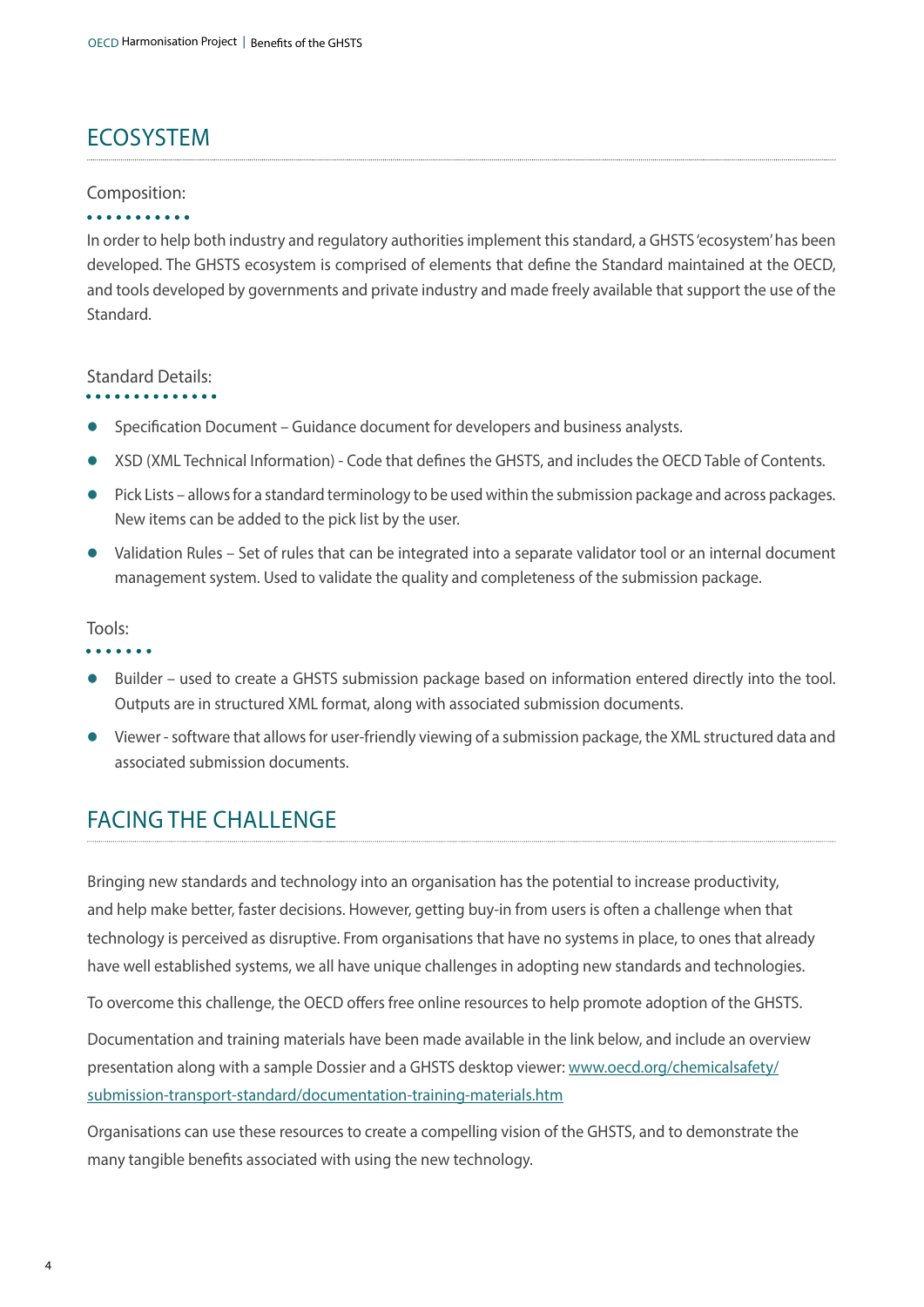## ECOSYSTEM

### Composition:

In order to help both industry and regulatory authorities implement this standard, a GHSTS 'ecosystem' has been developed. The GHSTS ecosystem is comprised of elements that define the Standard maintained at the OECD, and tools developed by governments and private industry and made freely available that support the use of the Standard.

### Standard Details:

- Specification Document – Guidance document for developers and business analysts.
- XSD (XML Technical Information) - Code that defines the GHSTS, and includes the OECD Table of Contents.
- Pick Lists – allows for a standard terminology to be used within the submission package and across packages. New items can be added to the pick list by the user.
- Validation Rules – Set of rules that can be integrated into a separate validator tool or an internal document management system. Used to validate the quality and completeness of the submission package.

### Tools:

- Builder – used to create a GHSTS submission package based on information entered directly into the tool. Outputs are in structured XML format, along with associated submission documents.
- Viewer - software that allows for user-friendly viewing of a submission package, the XML structured data and associated submission documents.

## FACING THE CHALLENGE

Bringing new standards and technology into an organisation has the potential to increase productivity, and help make better, faster decisions. However, getting buy-in from users is often a challenge when that technology is perceived as disruptive. From organisations that have no systems in place, to ones that already have well established systems, we all have unique challenges in adopting new standards and technologies.

To overcome this challenge, the OECD offers free online resources to help promote adoption of the GHSTS.

Documentation and training materials have been made available in the link below, and include an overview presentation along with a sample Dossier and a GHSTS desktop viewer: www.oecd.org/chemicalsafety/submission-transport-standard/documentation-training-materials.htm

Organisations can use these resources to create a compelling vision of the GHSTS, and to demonstrate the many tangible benefits associated with using the new technology.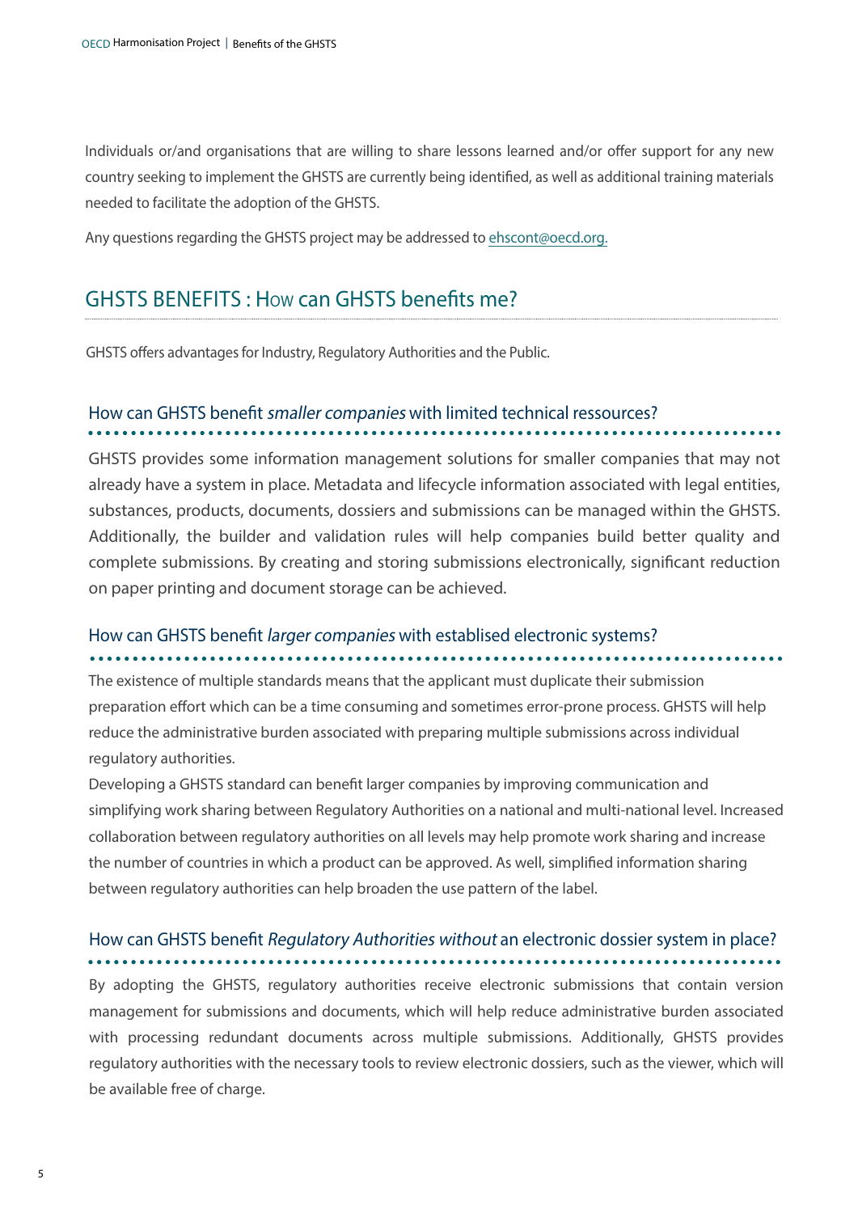Individuals or/and organisations that are willing to share lessons learned and/or offer support for any new country seeking to implement the GHSTS are currently being identified, as well as additional training materials needed to facilitate the adoption of the GHSTS.

Any questions regarding the GHSTS project may be addressed to ehscont@oecd.org.

## GHSTS BENEFITS : How can GHSTS benefits me?

GHSTS offers advantages for Industry, Regulatory Authorities and the Public.

### How can GHSTS benefit *smaller companies* with limited technical ressources?

GHSTS provides some information management solutions for smaller companies that may not already have a system in place. Metadata and lifecycle information associated with legal entities, substances, products, documents, dossiers and submissions can be managed within the GHSTS. Additionally, the builder and validation rules will help companies build better quality and complete submissions. By creating and storing submissions electronically, significant reduction on paper printing and document storage can be achieved.

### How can GHSTS benefit *larger companies* with establised electronic systems?

The existence of multiple standards means that the applicant must duplicate their submission preparation effort which can be a time consuming and sometimes error-prone process. GHSTS will help reduce the administrative burden associated with preparing multiple submissions across individual regulatory authorities.

Developing a GHSTS standard can benefit larger companies by improving communication and simplifying work sharing between Regulatory Authorities on a national and multi-national level. Increased collaboration between regulatory authorities on all levels may help promote work sharing and increase the number of countries in which a product can be approved. As well, simplified information sharing between regulatory authorities can help broaden the use pattern of the label.

### How can GHSTS benefit *Regulatory Authorities without* an electronic dossier system in place?

By adopting the GHSTS, regulatory authorities receive electronic submissions that contain version management for submissions and documents, which will help reduce administrative burden associated with processing redundant documents across multiple submissions. Additionally, GHSTS provides regulatory authorities with the necessary tools to review electronic dossiers, such as the viewer, which will be available free of charge.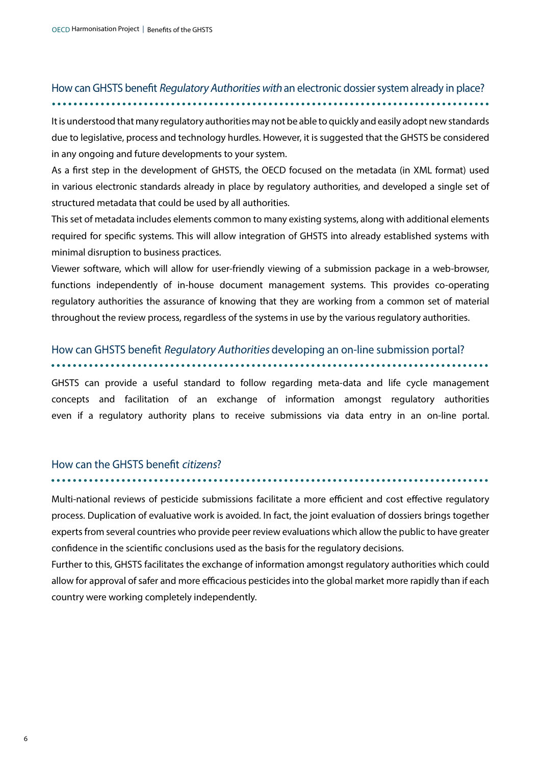## How can GHSTS benefit *Regulatory Authorities with* an electronic dossier system already in place?

It is understood that many regulatory authorities may not be able to quickly and easily adopt new standards due to legislative, process and technology hurdles. However, it is suggested that the GHSTS be considered in any ongoing and future developments to your system.

As a first step in the development of GHSTS, the OECD focused on the metadata (in XML format) used in various electronic standards already in place by regulatory authorities, and developed a single set of structured metadata that could be used by all authorities.

This set of metadata includes elements common to many existing systems, along with additional elements required for specific systems. This will allow integration of GHSTS into already established systems with minimal disruption to business practices.

Viewer software, which will allow for user-friendly viewing of a submission package in a web-browser, functions independently of in-house document management systems. This provides co-operating regulatory authorities the assurance of knowing that they are working from a common set of material throughout the review process, regardless of the systems in use by the various regulatory authorities.

## How can GHSTS benefit *Regulatory Authorities* developing an on-line submission portal?

GHSTS can provide a useful standard to follow regarding meta-data and life cycle management concepts and facilitation of an exchange of information amongst regulatory authorities even if a regulatory authority plans to receive submissions via data entry in an on-line portal.

## How can the GHSTS benefit *citizens*?

Multi-national reviews of pesticide submissions facilitate a more efficient and cost effective regulatory process. Duplication of evaluative work is avoided. In fact, the joint evaluation of dossiers brings together experts from several countries who provide peer review evaluations which allow the public to have greater confidence in the scientific conclusions used as the basis for the regulatory decisions.

Further to this, GHSTS facilitates the exchange of information amongst regulatory authorities which could allow for approval of safer and more efficacious pesticides into the global market more rapidly than if each country were working completely independently.